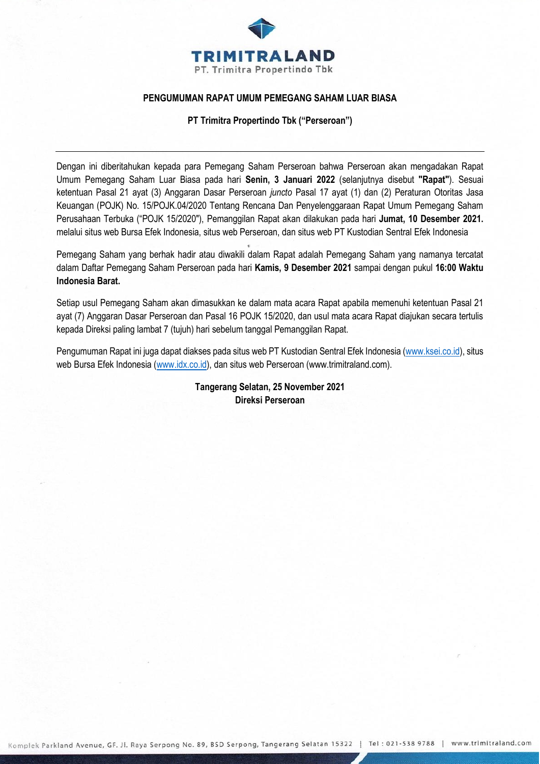**TRIMITRALAND**
PT. Trimitra Propertindo Tbk

# PENGUMUMAN RAPAT UMUM PEMEGANG SAHAM LUAR BIASA

## PT Trimitra Propertindo Tbk ("Perseroan")

---

Dengan ini diberitahukan kepada para Pemegang Saham Perseroan bahwa Perseroan akan mengadakan Rapat Umum Pemegang Saham Luar Biasa pada hari **Senin, 3 Januari 2022** (selanjutnya disebut **"Rapat"**). Sesuai ketentuan Pasal 21 ayat (3) Anggaran Dasar Perseroan *juncto* Pasal 17 ayat (1) dan (2) Peraturan Otoritas Jasa Keuangan (POJK) No. 15/POJK.04/2020 Tentang Rencana Dan Penyelenggaraan Rapat Umum Pemegang Saham Perusahaan Terbuka ("POJK 15/2020"), Pemanggilan Rapat akan dilakukan pada hari **Jumat, 10 Desember 2021.** melalui situs web Bursa Efek Indonesia, situs web Perseroan, dan situs web PT Kustodian Sentral Efek Indonesia

Pemegang Saham yang berhak hadir atau diwakili dalam Rapat adalah Pemegang Saham yang namanya tercatat dalam Daftar Pemegang Saham Perseroan pada hari **Kamis, 9 Desember 2021** sampai dengan pukul **16:00 Waktu Indonesia Barat.**

Setiap usul Pemegang Saham akan dimasukkan ke dalam mata acara Rapat apabila memenuhi ketentuan Pasal 21 ayat (7) Anggaran Dasar Perseroan dan Pasal 16 POJK 15/2020, dan usul mata acara Rapat diajukan secara tertulis kepada Direksi paling lambat 7 (tujuh) hari sebelum tanggal Pemanggilan Rapat.

Pengumuman Rapat ini juga dapat diakses pada situs web PT Kustodian Sentral Efek Indonesia (www.ksei.co.id), situs web Bursa Efek Indonesia (www.idx.co.id), dan situs web Perseroan (www.trimitraland.com).

**Tangerang Selatan, 25 November 2021**
**Direksi Perseroan**

Komplek Parkland Avenue, GF. Jl. Raya Serpong No. 89, BSD Serpong, Tangerang Selatan 15322 | Tel : 021-538 9788 | www.trimitraland.com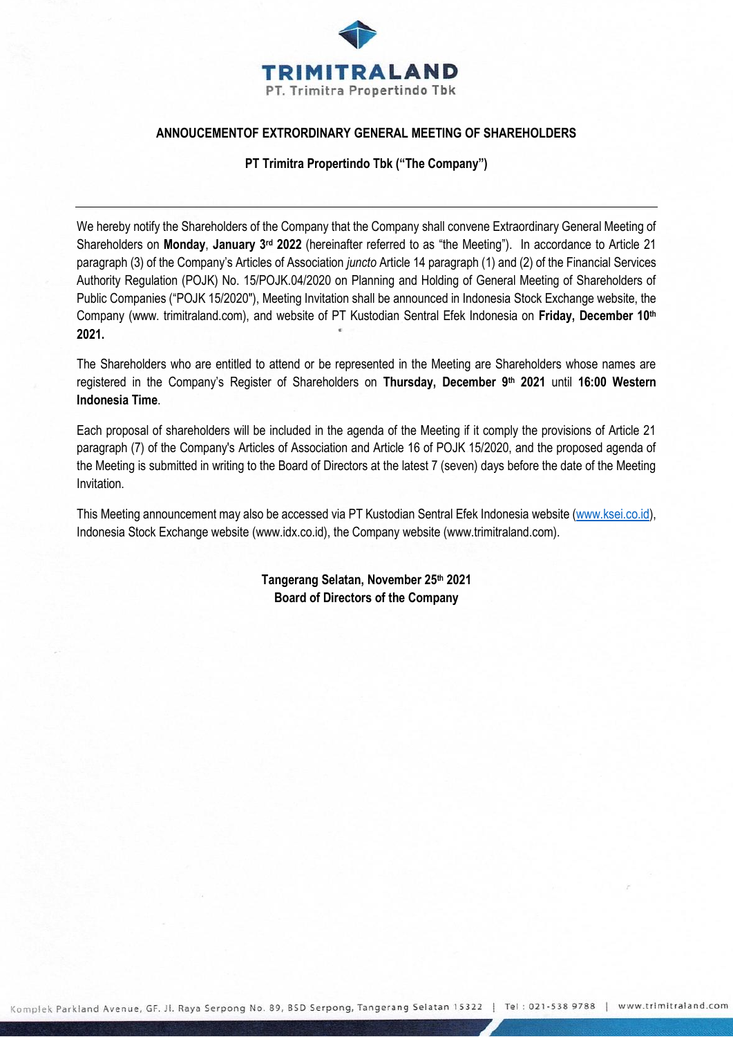TRIMITRALAND
PT. Trimitra Propertindo Tbk

## ANNOUCEMENTOF EXTRORDINARY GENERAL MEETING OF SHAREHOLDERS

**PT Trimitra Propertindo Tbk ("The Company")**

---

We hereby notify the Shareholders of the Company that the Company shall convene Extraordinary General Meeting of Shareholders on **Monday**, **January 3rd 2022** (hereinafter referred to as "the Meeting"). In accordance to Article 21 paragraph (3) of the Company's Articles of Association *juncto* Article 14 paragraph (1) and (2) of the Financial Services Authority Regulation (POJK) No. 15/POJK.04/2020 on Planning and Holding of General Meeting of Shareholders of Public Companies ("POJK 15/2020"), Meeting Invitation shall be announced in Indonesia Stock Exchange website, the Company (www. trimitraland.com), and website of PT Kustodian Sentral Efek Indonesia on **Friday, December 10th 2021.**

The Shareholders who are entitled to attend or be represented in the Meeting are Shareholders whose names are registered in the Company's Register of Shareholders on **Thursday, December 9th 2021** until **16:00 Western Indonesia Time**.

Each proposal of shareholders will be included in the agenda of the Meeting if it comply the provisions of Article 21 paragraph (7) of the Company's Articles of Association and Article 16 of POJK 15/2020, and the proposed agenda of the Meeting is submitted in writing to the Board of Directors at the latest 7 (seven) days before the date of the Meeting Invitation.

This Meeting announcement may also be accessed via PT Kustodian Sentral Efek Indonesia website (www.ksei.co.id), Indonesia Stock Exchange website (www.idx.co.id), the Company website (www.trimitraland.com).

**Tangerang Selatan, November 25th 2021**
**Board of Directors of the Company**